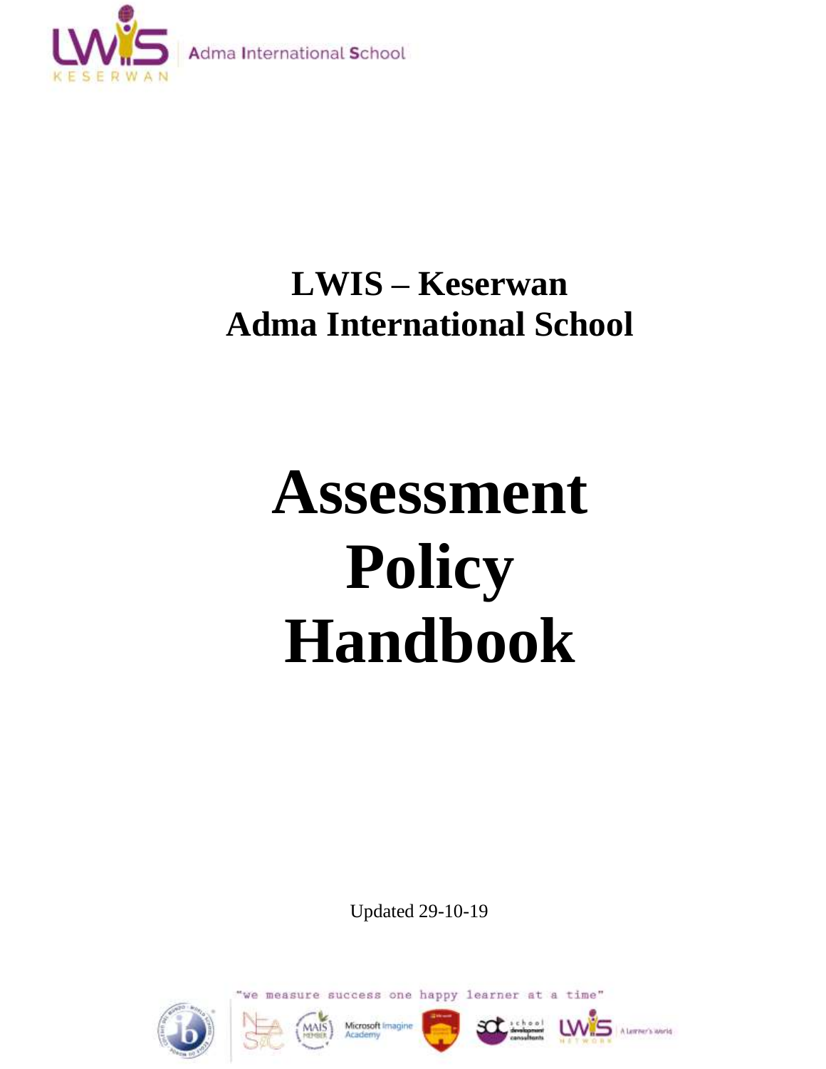LWIS KESERWAN Adma International School

# LWIS – Keserwan
# Adma International School

# Assessment Policy Handbook

Updated 29-10-19

"we measure success one happy learner at a time"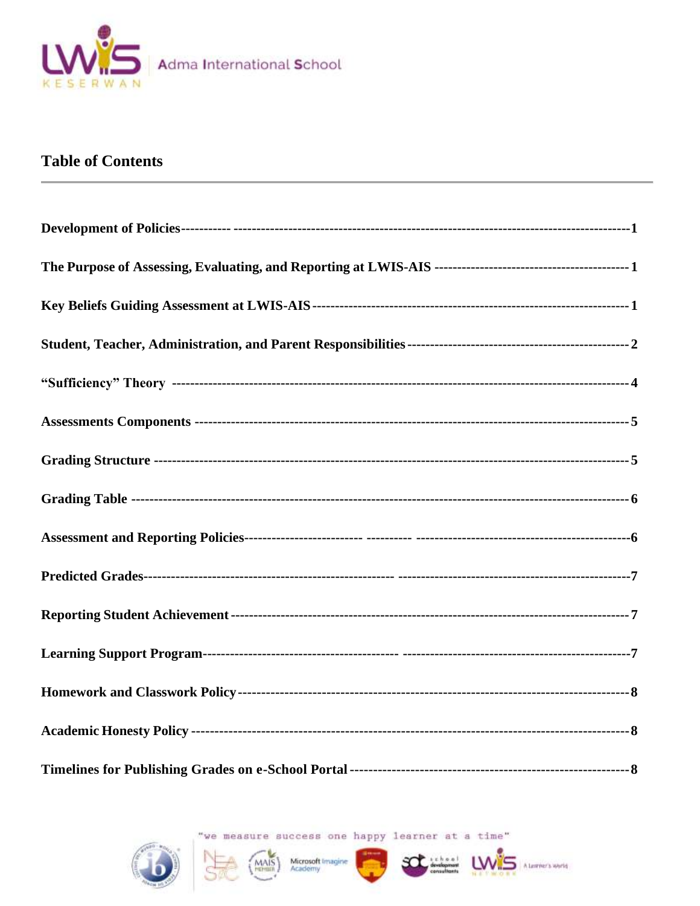## Table of Contents

**Development of Policies** ---------- ---------------------------------------------------------------------------------------1

**The Purpose of Assessing, Evaluating, and Reporting at LWIS-AIS** ------------------------------------------- 1

**Key Beliefs Guiding Assessment at LWIS-AIS** ------------------------------------------------------------------ 1

**Student, Teacher, Administration, and Parent Responsibilities** ----------------------------------------------- 2

**"Sufficiency" Theory** ---------------------------------------------------------------------------------------------- 4

**Assessments Components** ----------------------------------------------------------------------------------------- 5

**Grading Structure** -------------------------------------------------------------------------------------------------- 5

**Grading Table** ------------------------------------------------------------------------------------------------------ 6

**Assessment and Reporting Policies**------------------------ --------- ---------------------------------------------6

**Predicted Grades**---------------------------------------------------- ---------------------------------------------7

**Reporting Student Achievement** --------------------------------------------------------------------------------- 7

**Learning Support Program**---------------------------------------- ---------------------------------------------7

**Homework and Classwork Policy** -------------------------------------------------------------------------------- 8

**Academic Honesty Policy** ----------------------------------------------------------------------------------------- 8

**Timelines for Publishing Grades on e-School Portal** --------------------------------------------------------- 8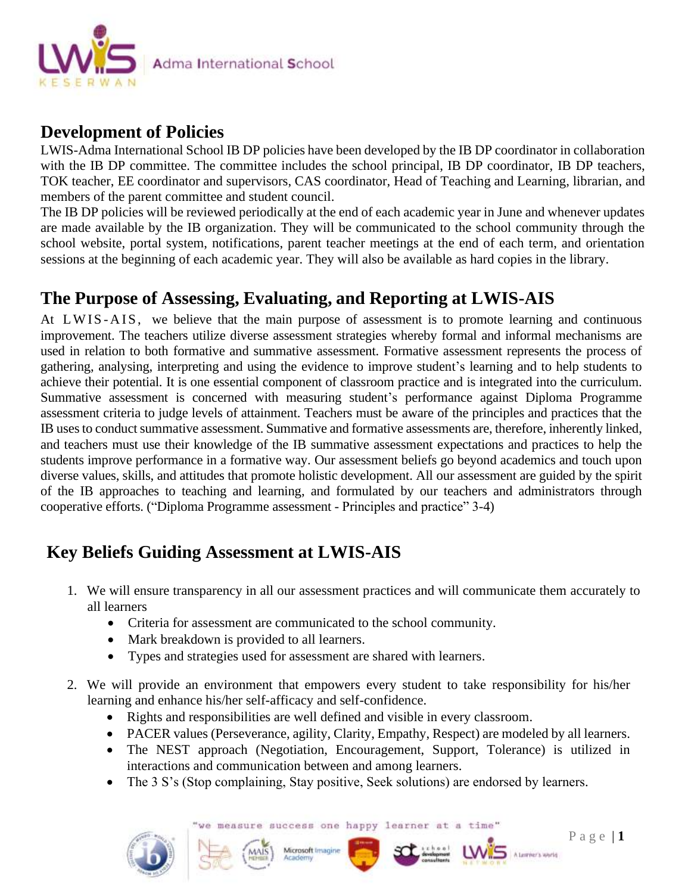## Development of Policies

LWIS-Adma International School IB DP policies have been developed by the IB DP coordinator in collaboration with the IB DP committee. The committee includes the school principal, IB DP coordinator, IB DP teachers, TOK teacher, EE coordinator and supervisors, CAS coordinator, Head of Teaching and Learning, librarian, and members of the parent committee and student council.

The IB DP policies will be reviewed periodically at the end of each academic year in June and whenever updates are made available by the IB organization. They will be communicated to the school community through the school website, portal system, notifications, parent teacher meetings at the end of each term, and orientation sessions at the beginning of each academic year. They will also be available as hard copies in the library.

## The Purpose of Assessing, Evaluating, and Reporting at LWIS-AIS

At LWIS-AIS, we believe that the main purpose of assessment is to promote learning and continuous improvement. The teachers utilize diverse assessment strategies whereby formal and informal mechanisms are used in relation to both formative and summative assessment. Formative assessment represents the process of gathering, analysing, interpreting and using the evidence to improve student's learning and to help students to achieve their potential. It is one essential component of classroom practice and is integrated into the curriculum. Summative assessment is concerned with measuring student's performance against Diploma Programme assessment criteria to judge levels of attainment. Teachers must be aware of the principles and practices that the IB uses to conduct summative assessment. Summative and formative assessments are, therefore, inherently linked, and teachers must use their knowledge of the IB summative assessment expectations and practices to help the students improve performance in a formative way. Our assessment beliefs go beyond academics and touch upon diverse values, skills, and attitudes that promote holistic development. All our assessment are guided by the spirit of the IB approaches to teaching and learning, and formulated by our teachers and administrators through cooperative efforts. ("Diploma Programme assessment - Principles and practice" 3-4)

## Key Beliefs Guiding Assessment at LWIS-AIS

1. We will ensure transparency in all our assessment practices and will communicate them accurately to all learners
   - Criteria for assessment are communicated to the school community.
   - Mark breakdown is provided to all learners.
   - Types and strategies used for assessment are shared with learners.

2. We will provide an environment that empowers every student to take responsibility for his/her learning and enhance his/her self-afficacy and self-confidence.
   - Rights and responsibilities are well defined and visible in every classroom.
   - PACER values (Perseverance, agility, Clarity, Empathy, Respect) are modeled by all learners.
   - The NEST approach (Negotiation, Encouragement, Support, Tolerance) is utilized in interactions and communication between and among learners.
   - The 3 S's (Stop complaining, Stay positive, Seek solutions) are endorsed by learners.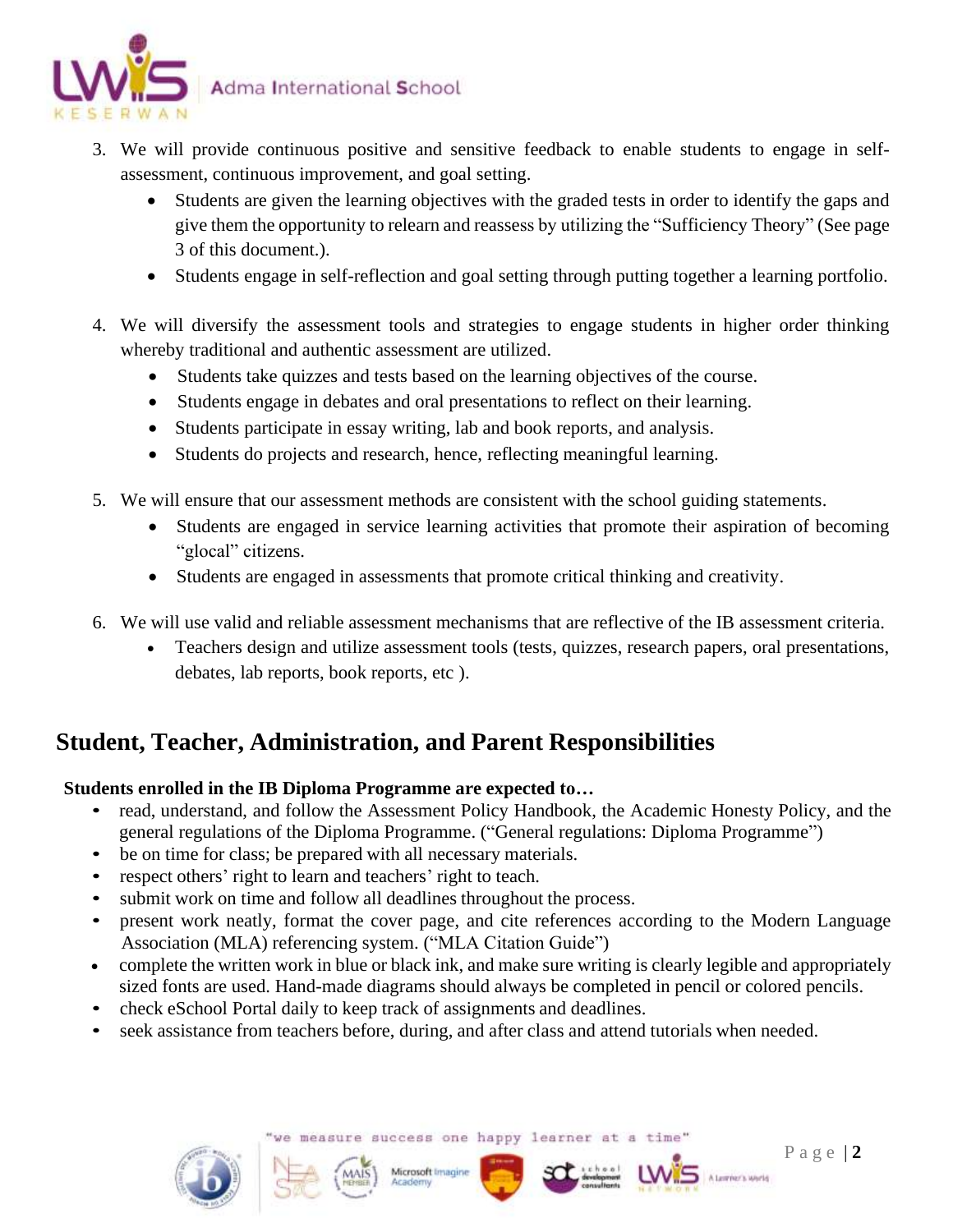3. We will provide continuous positive and sensitive feedback to enable students to engage in self-assessment, continuous improvement, and goal setting.
   - Students are given the learning objectives with the graded tests in order to identify the gaps and give them the opportunity to relearn and reassess by utilizing the "Sufficiency Theory" (See page 3 of this document.).
   - Students engage in self-reflection and goal setting through putting together a learning portfolio.

4. We will diversify the assessment tools and strategies to engage students in higher order thinking whereby traditional and authentic assessment are utilized.
   - Students take quizzes and tests based on the learning objectives of the course.
   - Students engage in debates and oral presentations to reflect on their learning.
   - Students participate in essay writing, lab and book reports, and analysis.
   - Students do projects and research, hence, reflecting meaningful learning.

5. We will ensure that our assessment methods are consistent with the school guiding statements.
   - Students are engaged in service learning activities that promote their aspiration of becoming "glocal" citizens.
   - Students are engaged in assessments that promote critical thinking and creativity.

6. We will use valid and reliable assessment mechanisms that are reflective of the IB assessment criteria.
   - Teachers design and utilize assessment tools (tests, quizzes, research papers, oral presentations, debates, lab reports, book reports, etc ).

## Student, Teacher, Administration, and Parent Responsibilities

**Students enrolled in the IB Diploma Programme are expected to…**

- read, understand, and follow the Assessment Policy Handbook, the Academic Honesty Policy, and the general regulations of the Diploma Programme. ("General regulations: Diploma Programme")
- be on time for class; be prepared with all necessary materials.
- respect others' right to learn and teachers' right to teach.
- submit work on time and follow all deadlines throughout the process.
- present work neatly, format the cover page, and cite references according to the Modern Language Association (MLA) referencing system. ("MLA Citation Guide")
- complete the written work in blue or black ink, and make sure writing is clearly legible and appropriately sized fonts are used. Hand-made diagrams should always be completed in pencil or colored pencils.
- check eSchool Portal daily to keep track of assignments and deadlines.
- seek assistance from teachers before, during, and after class and attend tutorials when needed.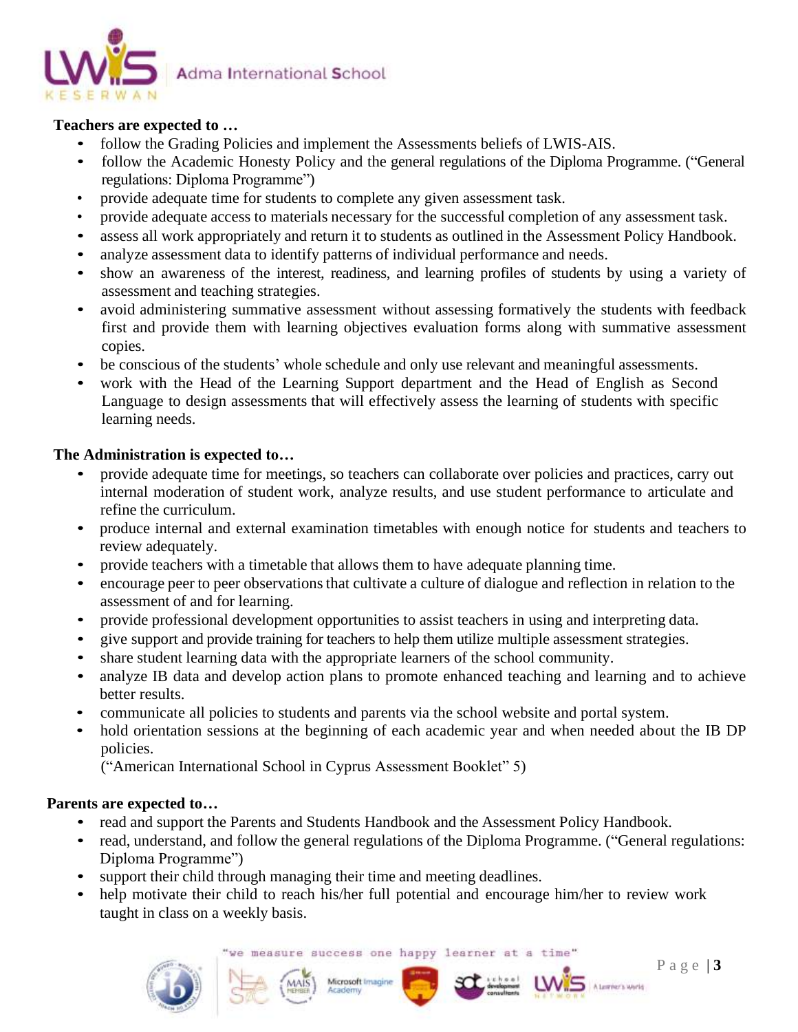**Teachers are expected to …**

- follow the Grading Policies and implement the Assessments beliefs of LWIS-AIS.
- follow the Academic Honesty Policy and the general regulations of the Diploma Programme. ("General regulations: Diploma Programme")
- provide adequate time for students to complete any given assessment task.
- provide adequate access to materials necessary for the successful completion of any assessment task.
- assess all work appropriately and return it to students as outlined in the Assessment Policy Handbook.
- analyze assessment data to identify patterns of individual performance and needs.
- show an awareness of the interest, readiness, and learning profiles of students by using a variety of assessment and teaching strategies.
- avoid administering summative assessment without assessing formatively the students with feedback first and provide them with learning objectives evaluation forms along with summative assessment copies.
- be conscious of the students' whole schedule and only use relevant and meaningful assessments.
- work with the Head of the Learning Support department and the Head of English as Second Language to design assessments that will effectively assess the learning of students with specific learning needs.

**The Administration is expected to…**

- provide adequate time for meetings, so teachers can collaborate over policies and practices, carry out internal moderation of student work, analyze results, and use student performance to articulate and refine the curriculum.
- produce internal and external examination timetables with enough notice for students and teachers to review adequately.
- provide teachers with a timetable that allows them to have adequate planning time.
- encourage peer to peer observations that cultivate a culture of dialogue and reflection in relation to the assessment of and for learning.
- provide professional development opportunities to assist teachers in using and interpreting data.
- give support and provide training for teachers to help them utilize multiple assessment strategies.
- share student learning data with the appropriate learners of the school community.
- analyze IB data and develop action plans to promote enhanced teaching and learning and to achieve better results.
- communicate all policies to students and parents via the school website and portal system.
- hold orientation sessions at the beginning of each academic year and when needed about the IB DP policies.

  ("American International School in Cyprus Assessment Booklet" 5)

**Parents are expected to…**

- read and support the Parents and Students Handbook and the Assessment Policy Handbook.
- read, understand, and follow the general regulations of the Diploma Programme. ("General regulations: Diploma Programme")
- support their child through managing their time and meeting deadlines.
- help motivate their child to reach his/her full potential and encourage him/her to review work taught in class on a weekly basis.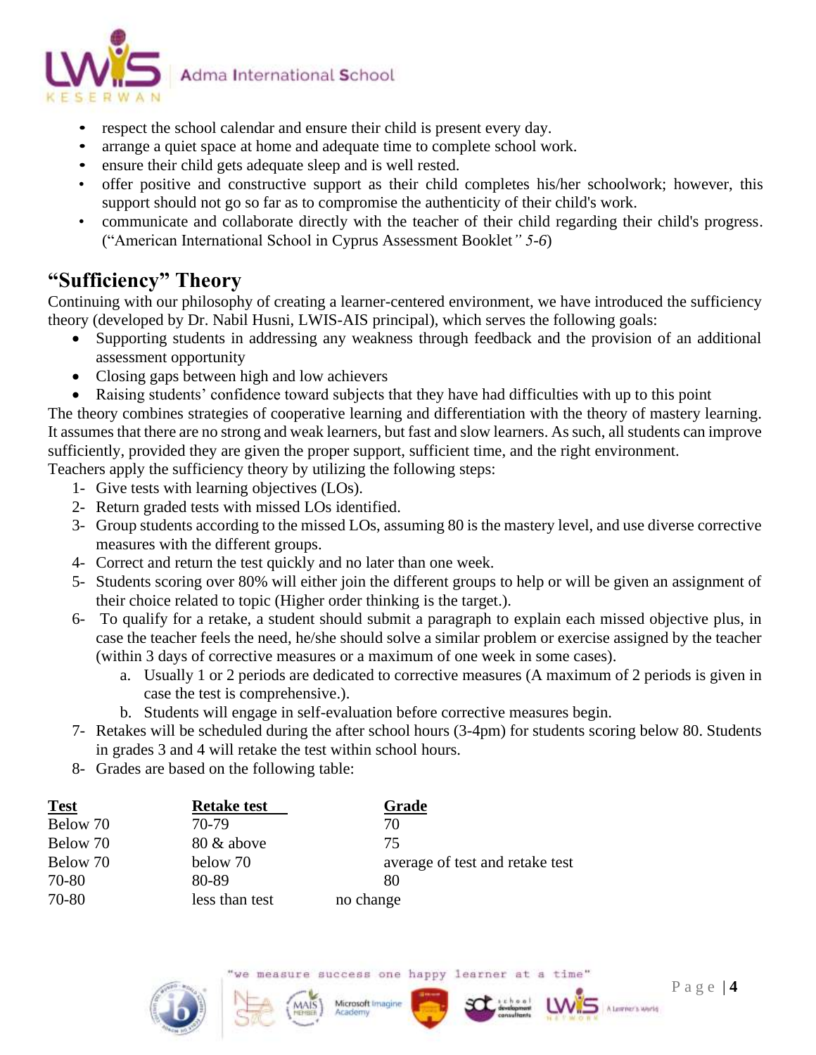- respect the school calendar and ensure their child is present every day.
- arrange a quiet space at home and adequate time to complete school work.
- ensure their child gets adequate sleep and is well rested.
- offer positive and constructive support as their child completes his/her schoolwork; however, this support should not go so far as to compromise the authenticity of their child's work.
- communicate and collaborate directly with the teacher of their child regarding their child's progress. ("American International School in Cyprus Assessment Booklet*" 5-6*)

## "Sufficiency" Theory

Continuing with our philosophy of creating a learner-centered environment, we have introduced the sufficiency theory (developed by Dr. Nabil Husni, LWIS-AIS principal), which serves the following goals:

- Supporting students in addressing any weakness through feedback and the provision of an additional assessment opportunity
- Closing gaps between high and low achievers
- Raising students' confidence toward subjects that they have had difficulties with up to this point

The theory combines strategies of cooperative learning and differentiation with the theory of mastery learning. It assumes that there are no strong and weak learners, but fast and slow learners. As such, all students can improve sufficiently, provided they are given the proper support, sufficient time, and the right environment.

Teachers apply the sufficiency theory by utilizing the following steps:

1- Give tests with learning objectives (LOs).
2- Return graded tests with missed LOs identified.
3- Group students according to the missed LOs, assuming 80 is the mastery level, and use diverse corrective measures with the different groups.
4- Correct and return the test quickly and no later than one week.
5- Students scoring over 80% will either join the different groups to help or will be given an assignment of their choice related to topic (Higher order thinking is the target.).
6- To qualify for a retake, a student should submit a paragraph to explain each missed objective plus, in case the teacher feels the need, he/she should solve a similar problem or exercise assigned by the teacher (within 3 days of corrective measures or a maximum of one week in some cases).
    a. Usually 1 or 2 periods are dedicated to corrective measures (A maximum of 2 periods is given in case the test is comprehensive.).
    b. Students will engage in self-evaluation before corrective measures begin.
7- Retakes will be scheduled during the after school hours (3-4pm) for students scoring below 80. Students in grades 3 and 4 will retake the test within school hours.
8- Grades are based on the following table:

| Test | Retake test | Grade |
|---|---|---|
| Below 70 | 70-79 | 70 |
| Below 70 | 80 & above | 75 |
| Below 70 | below 70 | average of test and retake test |
| 70-80 | 80-89 | 80 |
| 70-80 | less than test | no change |

"we measure success one happy learner at a time"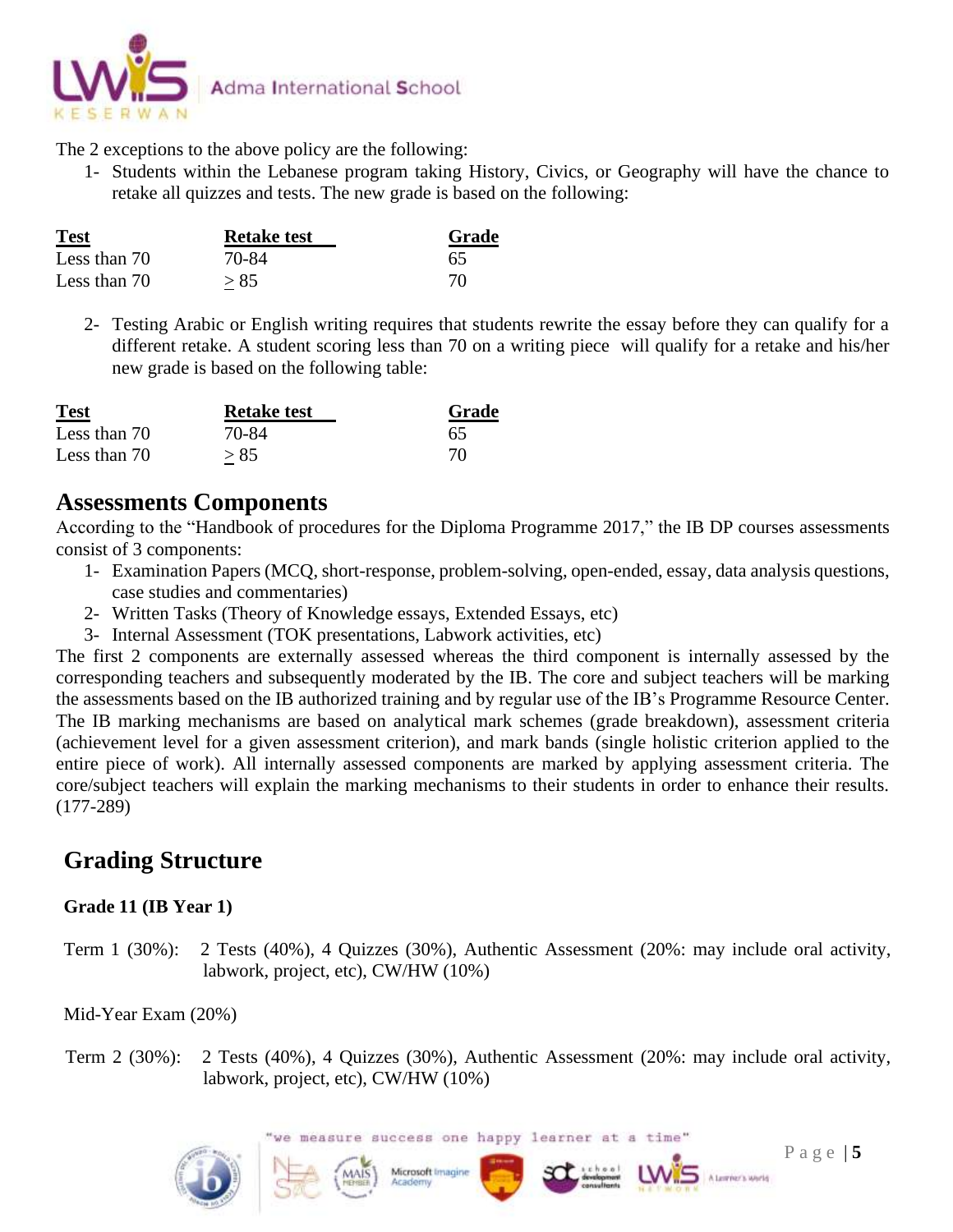The 2 exceptions to the above policy are the following:

1- Students within the Lebanese program taking History, Civics, or Geography will have the chance to retake all quizzes and tests. The new grade is based on the following:

| Test | Retake test | Grade |
|---|---|---|
| Less than 70 | 70-84 | 65 |
| Less than 70 | $\geq$ 85 | 70 |

2- Testing Arabic or English writing requires that students rewrite the essay before they can qualify for a different retake. A student scoring less than 70 on a writing piece will qualify for a retake and his/her new grade is based on the following table:

| Test | Retake test | Grade |
|---|---|---|
| Less than 70 | 70-84 | 65 |
| Less than 70 | $\geq$ 85 | 70 |

## Assessments Components

According to the "Handbook of procedures for the Diploma Programme 2017," the IB DP courses assessments consist of 3 components:

1- Examination Papers (MCQ, short-response, problem-solving, open-ended, essay, data analysis questions, case studies and commentaries)
2- Written Tasks (Theory of Knowledge essays, Extended Essays, etc)
3- Internal Assessment (TOK presentations, Labwork activities, etc)

The first 2 components are externally assessed whereas the third component is internally assessed by the corresponding teachers and subsequently moderated by the IB. The core and subject teachers will be marking the assessments based on the IB authorized training and by regular use of the IB's Programme Resource Center. The IB marking mechanisms are based on analytical mark schemes (grade breakdown), assessment criteria (achievement level for a given assessment criterion), and mark bands (single holistic criterion applied to the entire piece of work). All internally assessed components are marked by applying assessment criteria. The core/subject teachers will explain the marking mechanisms to their students in order to enhance their results. (177-289)

## Grading Structure

**Grade 11 (IB Year 1)**

Term 1 (30%): 2 Tests (40%), 4 Quizzes (30%), Authentic Assessment (20%: may include oral activity, labwork, project, etc), CW/HW (10%)

Mid-Year Exam (20%)

Term 2 (30%): 2 Tests (40%), 4 Quizzes (30%), Authentic Assessment (20%: may include oral activity, labwork, project, etc), CW/HW (10%)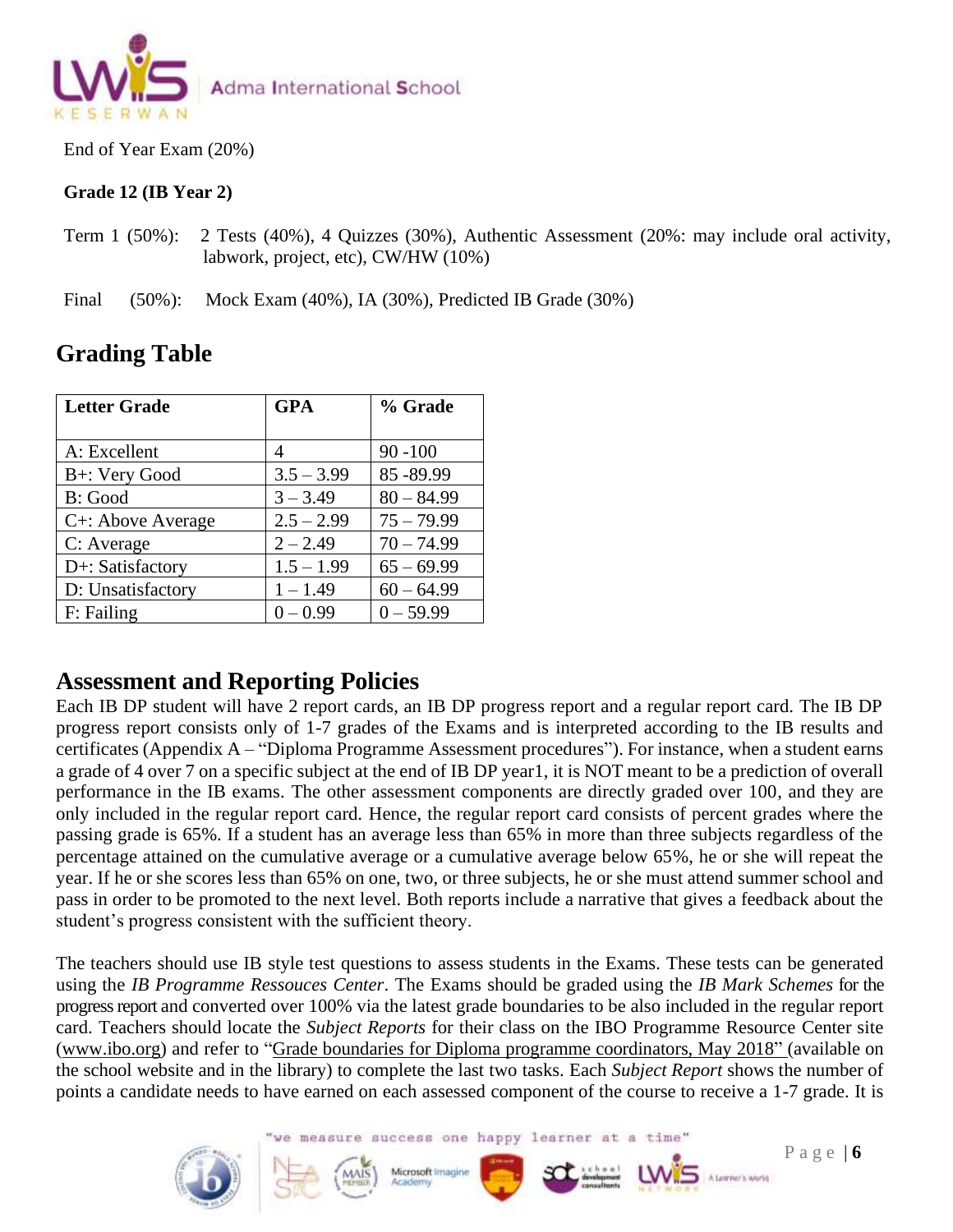End of Year Exam (20%)

**Grade 12 (IB Year 2)**

Term 1 (50%): 2 Tests (40%), 4 Quizzes (30%), Authentic Assessment (20%: may include oral activity, labwork, project, etc), CW/HW (10%)

Final (50%): Mock Exam (40%), IA (30%), Predicted IB Grade (30%)

## Grading Table

| Letter Grade | GPA | % Grade |
|---|---|---|
| A: Excellent | 4 | 90 -100 |
| B+: Very Good | 3.5 – 3.99 | 85 -89.99 |
| B: Good | 3 – 3.49 | 80 – 84.99 |
| C+: Above Average | 2.5 – 2.99 | 75 – 79.99 |
| C: Average | 2 – 2.49 | 70 – 74.99 |
| D+: Satisfactory | 1.5 – 1.99 | 65 – 69.99 |
| D: Unsatisfactory | 1 – 1.49 | 60 – 64.99 |
| F: Failing | 0 – 0.99 | 0 – 59.99 |

## Assessment and Reporting Policies

Each IB DP student will have 2 report cards, an IB DP progress report and a regular report card. The IB DP progress report consists only of 1-7 grades of the Exams and is interpreted according to the IB results and certificates (Appendix A – "Diploma Programme Assessment procedures"). For instance, when a student earns a grade of 4 over 7 on a specific subject at the end of IB DP year1, it is NOT meant to be a prediction of overall performance in the IB exams. The other assessment components are directly graded over 100, and they are only included in the regular report card. Hence, the regular report card consists of percent grades where the passing grade is 65%. If a student has an average less than 65% in more than three subjects regardless of the percentage attained on the cumulative average or a cumulative average below 65%, he or she will repeat the year. If he or she scores less than 65% on one, two, or three subjects, he or she must attend summer school and pass in order to be promoted to the next level. Both reports include a narrative that gives a feedback about the student's progress consistent with the sufficient theory.

The teachers should use IB style test questions to assess students in the Exams. These tests can be generated using the *IB Programme Ressouces Center*. The Exams should be graded using the *IB Mark Schemes* for the progress report and converted over 100% via the latest grade boundaries to be also included in the regular report card. Teachers should locate the *Subject Reports* for their class on the IBO Programme Resource Center site (www.ibo.org) and refer to "Grade boundaries for Diploma programme coordinators, May 2018" (available on the school website and in the library) to complete the last two tasks. Each *Subject Report* shows the number of points a candidate needs to have earned on each assessed component of the course to receive a 1-7 grade. It is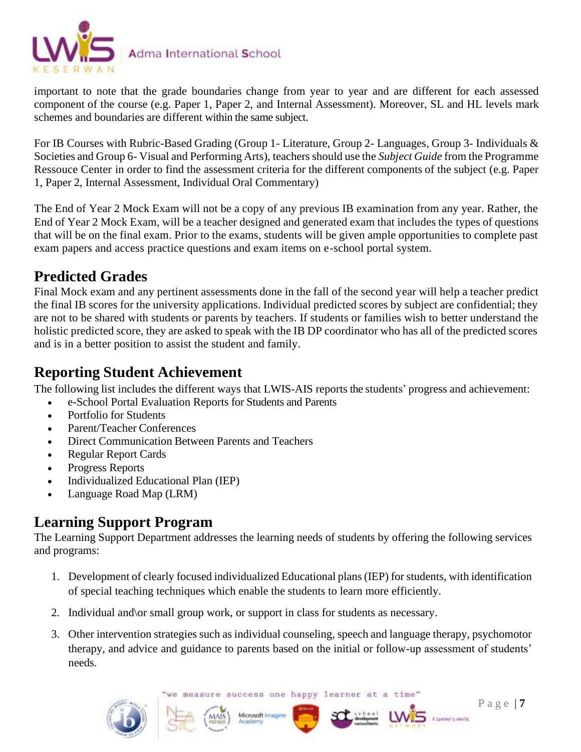important to note that the grade boundaries change from year to year and are different for each assessed component of the course (e.g. Paper 1, Paper 2, and Internal Assessment). Moreover, SL and HL levels mark schemes and boundaries are different within the same subject.

For IB Courses with Rubric-Based Grading (Group 1- Literature, Group 2- Languages, Group 3- Individuals & Societies and Group 6- Visual and Performing Arts), teachers should use the *Subject Guide* from the Programme Ressouce Center in order to find the assessment criteria for the different components of the subject (e.g. Paper 1, Paper 2, Internal Assessment, Individual Oral Commentary)

The End of Year 2 Mock Exam will not be a copy of any previous IB examination from any year. Rather, the End of Year 2 Mock Exam, will be a teacher designed and generated exam that includes the types of questions that will be on the final exam. Prior to the exams, students will be given ample opportunities to complete past exam papers and access practice questions and exam items on e-school portal system.

## Predicted Grades

Final Mock exam and any pertinent assessments done in the fall of the second year will help a teacher predict the final IB scores for the university applications. Individual predicted scores by subject are confidential; they are not to be shared with students or parents by teachers. If students or families wish to better understand the holistic predicted score, they are asked to speak with the IB DP coordinator who has all of the predicted scores and is in a better position to assist the student and family.

## Reporting Student Achievement

The following list includes the different ways that LWIS-AIS reports the students' progress and achievement:

- e-School Portal Evaluation Reports for Students and Parents
- Portfolio for Students
- Parent/Teacher Conferences
- Direct Communication Between Parents and Teachers
- Regular Report Cards
- Progress Reports
- Individualized Educational Plan (IEP)
- Language Road Map (LRM)

## Learning Support Program

The Learning Support Department addresses the learning needs of students by offering the following services and programs:

1. Development of clearly focused individualized Educational plans (IEP) for students, with identification of special teaching techniques which enable the students to learn more efficiently.

2. Individual and\or small group work, or support in class for students as necessary.

3. Other intervention strategies such as individual counseling, speech and language therapy, psychomotor therapy, and advice and guidance to parents based on the initial or follow-up assessment of students' needs.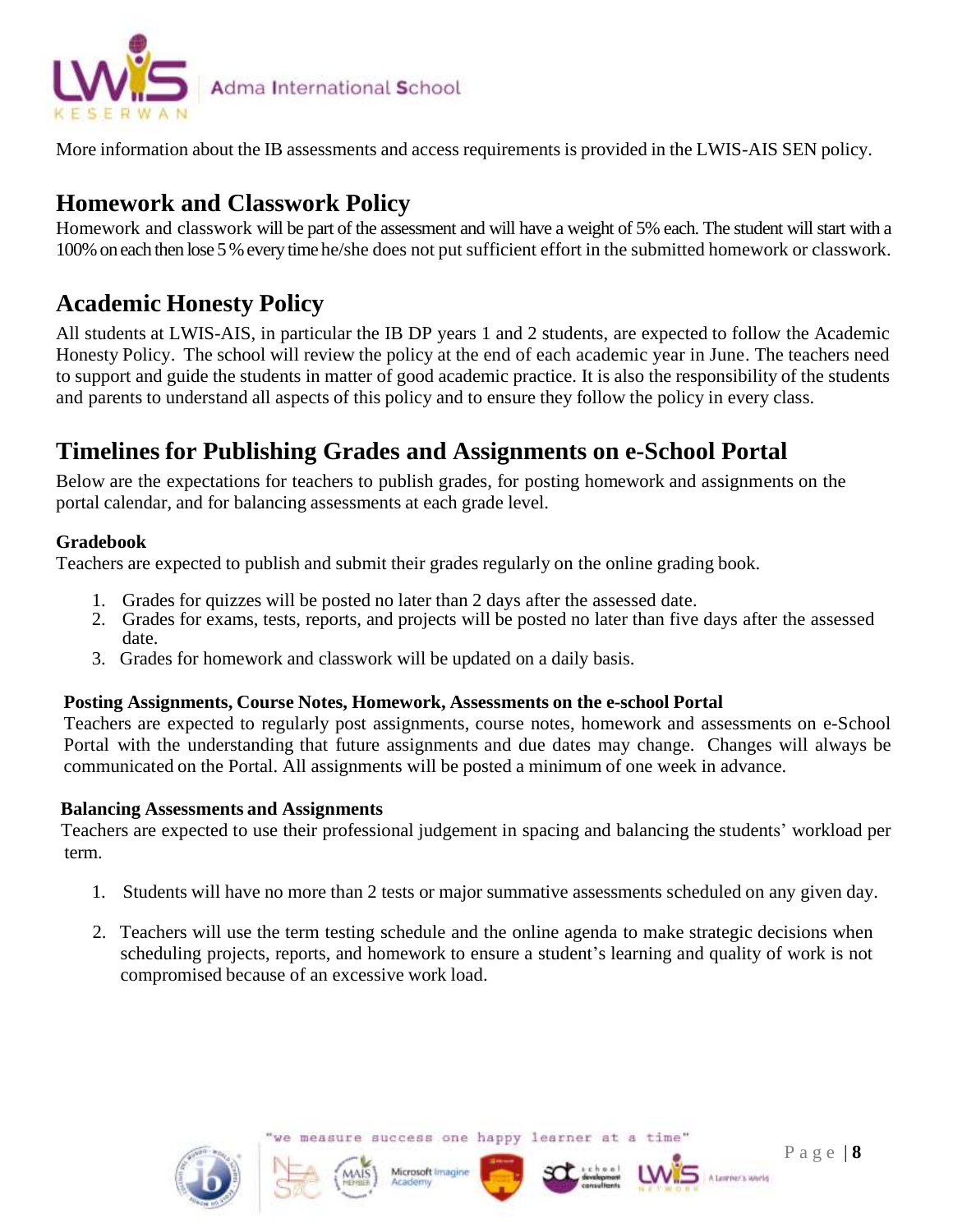More information about the IB assessments and access requirements is provided in the LWIS-AIS SEN policy.

## Homework and Classwork Policy

Homework and classwork will be part of the assessment and will have a weight of 5% each. The student will start with a 100% on each then lose 5 % every time he/she does not put sufficient effort in the submitted homework or classwork.

## Academic Honesty Policy

All students at LWIS-AIS, in particular the IB DP years 1 and 2 students, are expected to follow the Academic Honesty Policy. The school will review the policy at the end of each academic year in June. The teachers need to support and guide the students in matter of good academic practice. It is also the responsibility of the students and parents to understand all aspects of this policy and to ensure they follow the policy in every class.

## Timelines for Publishing Grades and Assignments on e-School Portal

Below are the expectations for teachers to publish grades, for posting homework and assignments on the portal calendar, and for balancing assessments at each grade level.

**Gradebook**

Teachers are expected to publish and submit their grades regularly on the online grading book.

1. Grades for quizzes will be posted no later than 2 days after the assessed date.
2. Grades for exams, tests, reports, and projects will be posted no later than five days after the assessed date.
3. Grades for homework and classwork will be updated on a daily basis.

**Posting Assignments, Course Notes, Homework, Assessments on the e-school Portal**

Teachers are expected to regularly post assignments, course notes, homework and assessments on e-School Portal with the understanding that future assignments and due dates may change. Changes will always be communicated on the Portal. All assignments will be posted a minimum of one week in advance.

**Balancing Assessments and Assignments**

Teachers are expected to use their professional judgement in spacing and balancing the students' workload per term.

1. Students will have no more than 2 tests or major summative assessments scheduled on any given day.
2. Teachers will use the term testing schedule and the online agenda to make strategic decisions when scheduling projects, reports, and homework to ensure a student's learning and quality of work is not compromised because of an excessive work load.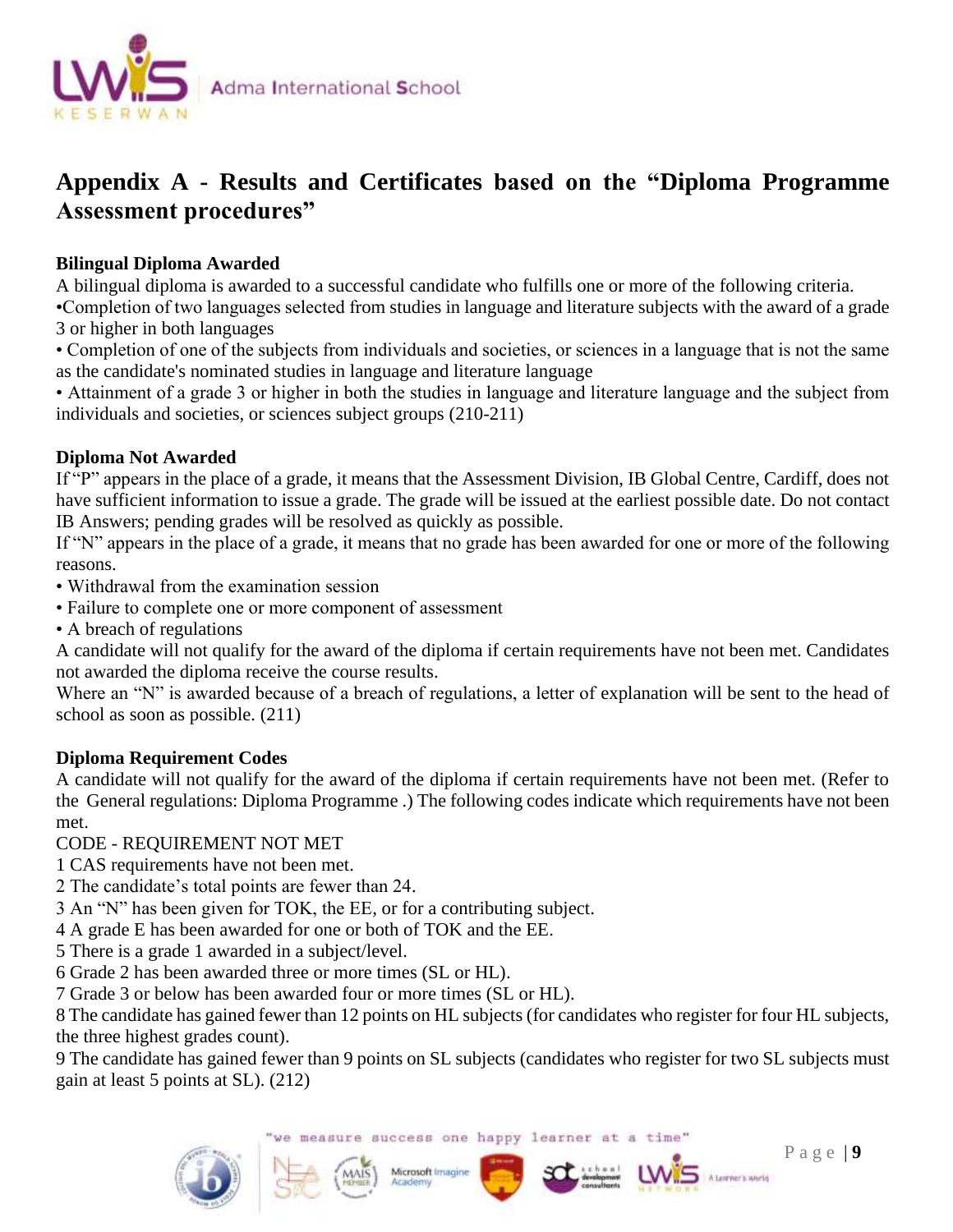# Appendix A - Results and Certificates based on the "Diploma Programme Assessment procedures"

**Bilingual Diploma Awarded**

A bilingual diploma is awarded to a successful candidate who fulfills one or more of the following criteria.

•Completion of two languages selected from studies in language and literature subjects with the award of a grade 3 or higher in both languages

• Completion of one of the subjects from individuals and societies, or sciences in a language that is not the same as the candidate's nominated studies in language and literature language

• Attainment of a grade 3 or higher in both the studies in language and literature language and the subject from individuals and societies, or sciences subject groups (210-211)

**Diploma Not Awarded**

If "P" appears in the place of a grade, it means that the Assessment Division, IB Global Centre, Cardiff, does not have sufficient information to issue a grade. The grade will be issued at the earliest possible date. Do not contact IB Answers; pending grades will be resolved as quickly as possible.

If "N" appears in the place of a grade, it means that no grade has been awarded for one or more of the following reasons.

• Withdrawal from the examination session
• Failure to complete one or more component of assessment
• A breach of regulations

A candidate will not qualify for the award of the diploma if certain requirements have not been met. Candidates not awarded the diploma receive the course results.

Where an "N" is awarded because of a breach of regulations, a letter of explanation will be sent to the head of school as soon as possible. (211)

**Diploma Requirement Codes**

A candidate will not qualify for the award of the diploma if certain requirements have not been met. (Refer to the General regulations: Diploma Programme .) The following codes indicate which requirements have not been met.

CODE - REQUIREMENT NOT MET

1 CAS requirements have not been met.
2 The candidate's total points are fewer than 24.
3 An "N" has been given for TOK, the EE, or for a contributing subject.
4 A grade E has been awarded for one or both of TOK and the EE.
5 There is a grade 1 awarded in a subject/level.
6 Grade 2 has been awarded three or more times (SL or HL).
7 Grade 3 or below has been awarded four or more times (SL or HL).
8 The candidate has gained fewer than 12 points on HL subjects (for candidates who register for four HL subjects, the three highest grades count).
9 The candidate has gained fewer than 9 points on SL subjects (candidates who register for two SL subjects must gain at least 5 points at SL). (212)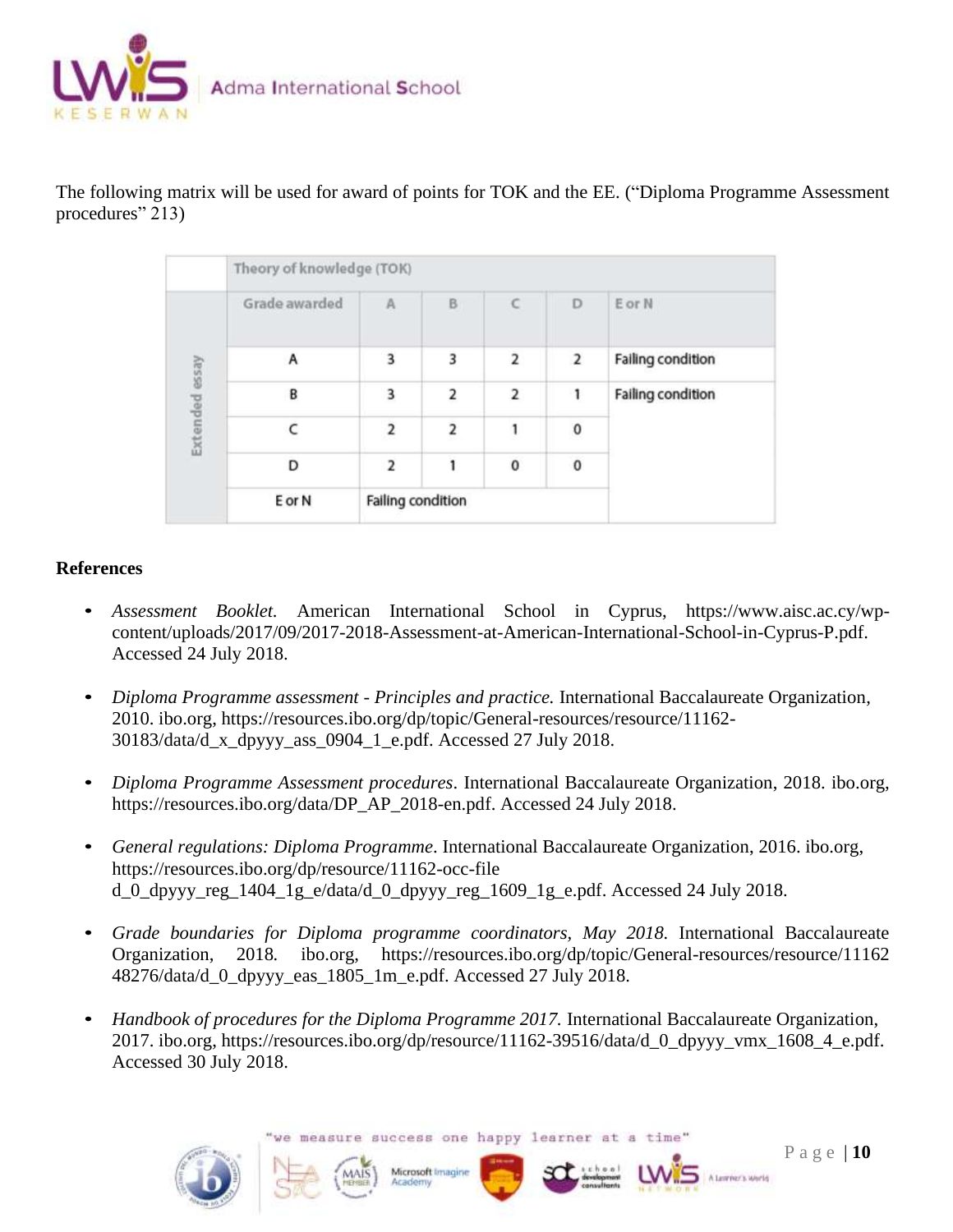The following matrix will be used for award of points for TOK and the EE. ("Diploma Programme Assessment procedures" 213)

| | Theory of knowledge (TOK) | | | | | |
|---|---|---|---|---|---|---|
| | Grade awarded | A | B | C | D | E or N |
| Extended essay | A | 3 | 3 | 2 | 2 | Failing condition |
| | B | 3 | 2 | 2 | 1 | Failing condition |
| | C | 2 | 2 | 1 | 0 | |
| | D | 2 | 1 | 0 | 0 | |
| | E or N | Failing condition | | | | |

**References**

- *Assessment Booklet.* American International School in Cyprus, https://www.aisc.ac.cy/wp-content/uploads/2017/09/2017-2018-Assessment-at-American-International-School-in-Cyprus-P.pdf. Accessed 24 July 2018.

- *Diploma Programme assessment - Principles and practice.* International Baccalaureate Organization, 2010. ibo.org, https://resources.ibo.org/dp/topic/General-resources/resource/11162-30183/data/d_x_dpyyy_ass_0904_1_e.pdf. Accessed 27 July 2018.

- *Diploma Programme Assessment procedures*. International Baccalaureate Organization, 2018. ibo.org, https://resources.ibo.org/data/DP_AP_2018-en.pdf. Accessed 24 July 2018.

- *General regulations: Diploma Programme*. International Baccalaureate Organization, 2016. ibo.org, https://resources.ibo.org/dp/resource/11162-occ-file d_0_dpyyy_reg_1404_1g_e/data/d_0_dpyyy_reg_1609_1g_e.pdf. Accessed 24 July 2018.

- *Grade boundaries for Diploma programme coordinators, May 2018.* International Baccalaureate Organization, 2018. ibo.org, https://resources.ibo.org/dp/topic/General-resources/resource/11162 48276/data/d_0_dpyyy_eas_1805_1m_e.pdf. Accessed 27 July 2018.

- *Handbook of procedures for the Diploma Programme 2017.* International Baccalaureate Organization, 2017. ibo.org, https://resources.ibo.org/dp/resource/11162-39516/data/d_0_dpyyy_vmx_1608_4_e.pdf. Accessed 30 July 2018.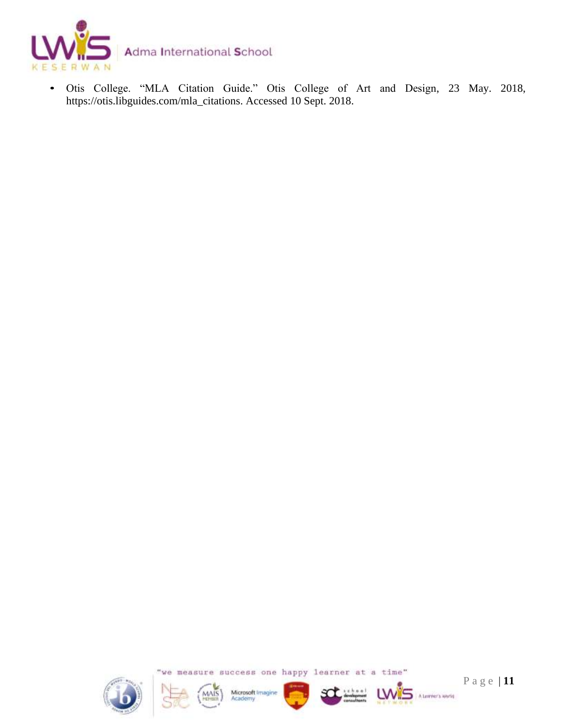- Otis College. "MLA Citation Guide." Otis College of Art and Design, 23 May. 2018, https://otis.libguides.com/mla_citations. Accessed 10 Sept. 2018.